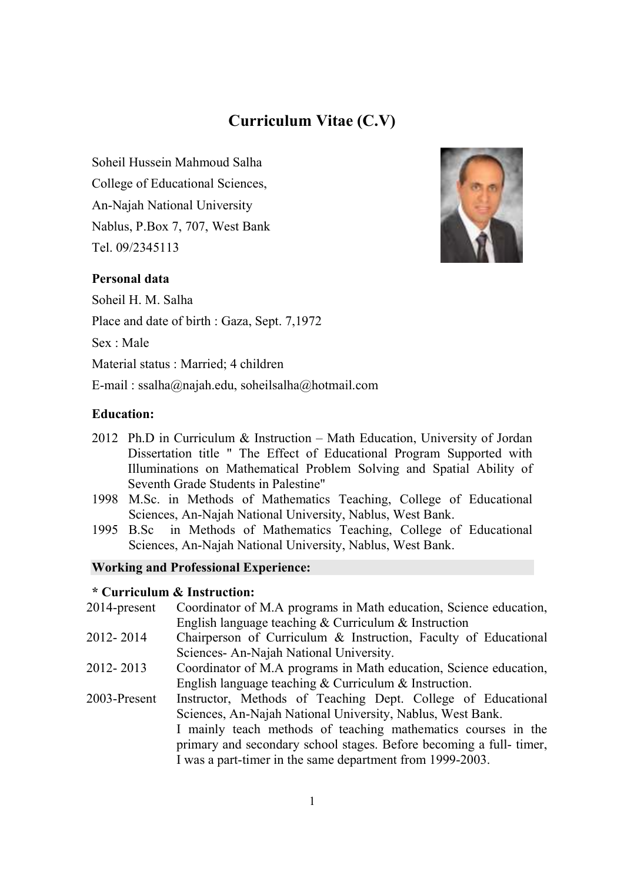# Curriculum Vitae (C.V)

Soheil Hussein Mahmoud Salha
College of Educational Sciences,
An-Najah National University
Nablus, P.Box 7, 707, West Bank
Tel. 09/2345113

**Personal data**

Soheil H. M. Salha
Place and date of birth : Gaza, Sept. 7,1972
Sex : Male
Material status : Married; 4 children
E-mail : ssalha@najah.edu, soheilsalha@hotmail.com

**Education:**

- 2012 Ph.D in Curriculum & Instruction – Math Education, University of Jordan Dissertation title " The Effect of Educational Program Supported with Illuminations on Mathematical Problem Solving and Spatial Ability of Seventh Grade Students in Palestine"
- 1998 M.Sc. in Methods of Mathematics Teaching, College of Educational Sciences, An-Najah National University, Nablus, West Bank.
- 1995 B.Sc in Methods of Mathematics Teaching, College of Educational Sciences, An-Najah National University, Nablus, West Bank.

**Working and Professional Experience:**

**\* Curriculum & Instruction:**

| | |
|---|---|
| 2014-present | Coordinator of M.A programs in Math education, Science education, English language teaching & Curriculum & Instruction |
| 2012- 2014 | Chairperson of Curriculum & Instruction, Faculty of Educational Sciences- An-Najah National University. |
| 2012- 2013 | Coordinator of M.A programs in Math education, Science education, English language teaching & Curriculum & Instruction. |
| 2003-Present | Instructor, Methods of Teaching Dept. College of Educational Sciences, An-Najah National University, Nablus, West Bank. I mainly teach methods of teaching mathematics courses in the primary and secondary school stages. Before becoming a full- timer, I was a part-timer in the same department from 1999-2003. |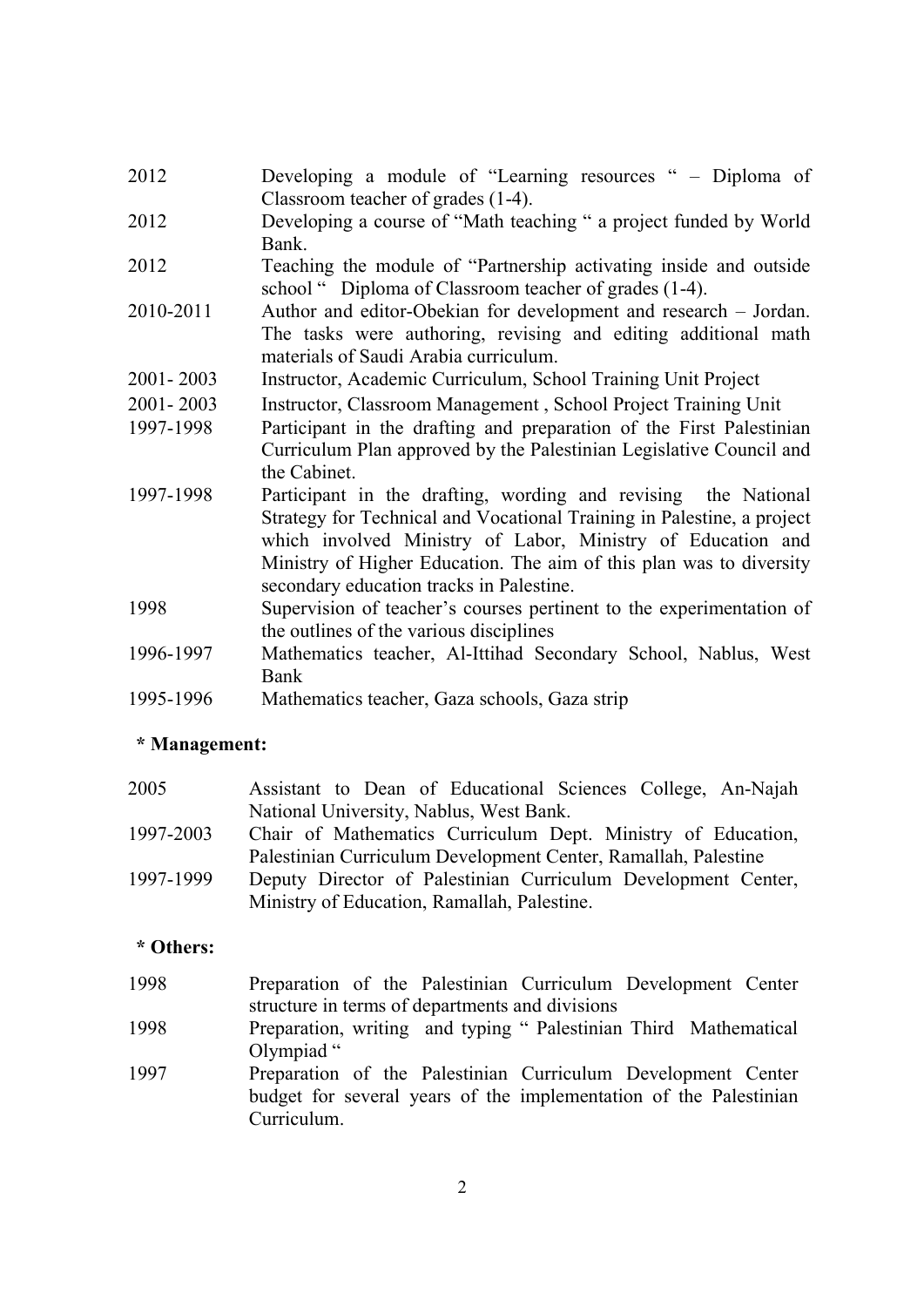| | |
|---|---|
| 2012 | Developing a module of "Learning resources " – Diploma of Classroom teacher of grades (1-4). |
| 2012 | Developing a course of "Math teaching " a project funded by World Bank. |
| 2012 | Teaching the module of "Partnership activating inside and outside school " Diploma of Classroom teacher of grades (1-4). |
| 2010-2011 | Author and editor-Obekian for development and research – Jordan. The tasks were authoring, revising and editing additional math materials of Saudi Arabia curriculum. |
| 2001- 2003 | Instructor, Academic Curriculum, School Training Unit Project |
| 2001- 2003 | Instructor, Classroom Management , School Project Training Unit |
| 1997-1998 | Participant in the drafting and preparation of the First Palestinian Curriculum Plan approved by the Palestinian Legislative Council and the Cabinet. |
| 1997-1998 | Participant in the drafting, wording and revising the National Strategy for Technical and Vocational Training in Palestine, a project which involved Ministry of Labor, Ministry of Education and Ministry of Higher Education. The aim of this plan was to diversity secondary education tracks in Palestine. |
| 1998 | Supervision of teacher's courses pertinent to the experimentation of the outlines of the various disciplines |
| 1996-1997 | Mathematics teacher, Al-Ittihad Secondary School, Nablus, West Bank |
| 1995-1996 | Mathematics teacher, Gaza schools, Gaza strip |

**\* Management:**

| | |
|---|---|
| 2005 | Assistant to Dean of Educational Sciences College, An-Najah National University, Nablus, West Bank. |
| 1997-2003 | Chair of Mathematics Curriculum Dept. Ministry of Education, Palestinian Curriculum Development Center, Ramallah, Palestine |
| 1997-1999 | Deputy Director of Palestinian Curriculum Development Center, Ministry of Education, Ramallah, Palestine. |

**\* Others:**

| | |
|---|---|
| 1998 | Preparation of the Palestinian Curriculum Development Center structure in terms of departments and divisions |
| 1998 | Preparation, writing and typing " Palestinian Third Mathematical Olympiad " |
| 1997 | Preparation of the Palestinian Curriculum Development Center budget for several years of the implementation of the Palestinian Curriculum. |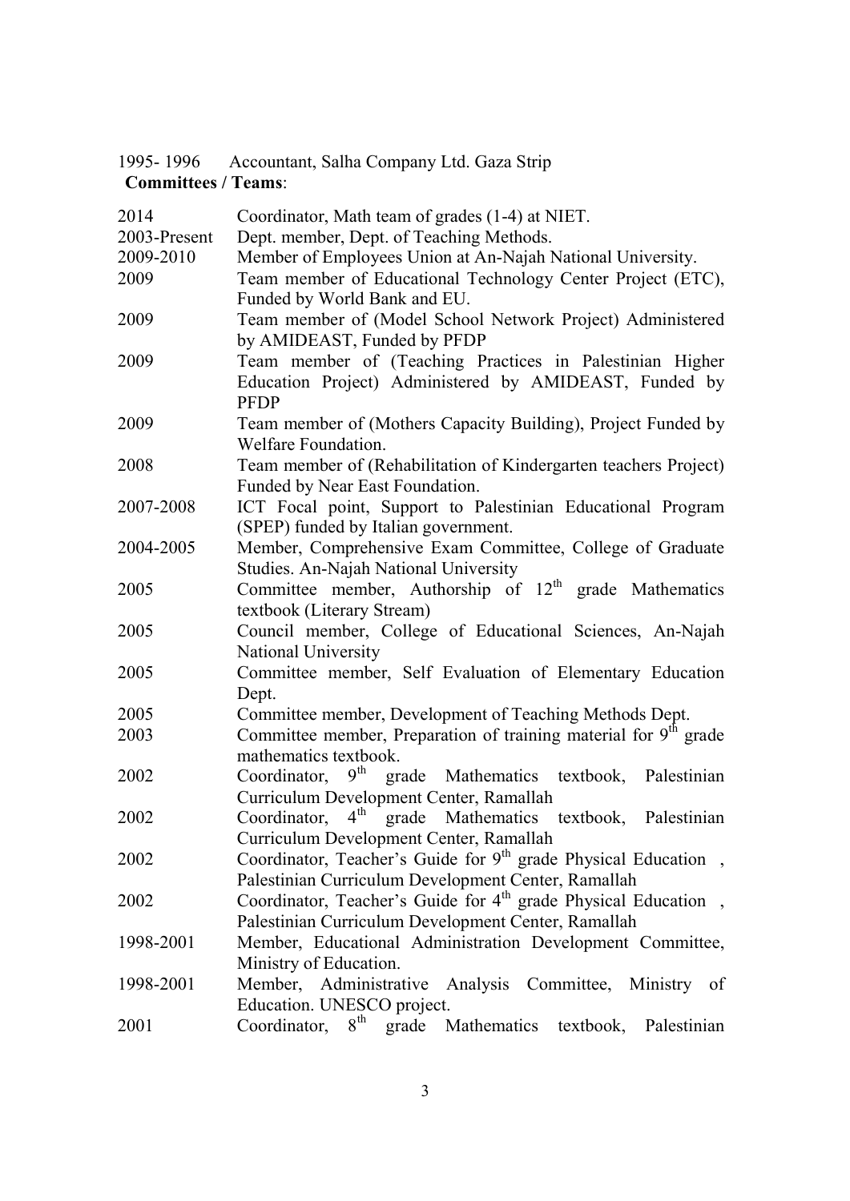1995- 1996 Accountant, Salha Company Ltd. Gaza Strip

**Committees / Teams**:

| | |
|---|---|
| 2014 | Coordinator, Math team of grades (1-4) at NIET. |
| 2003-Present | Dept. member, Dept. of Teaching Methods. |
| 2009-2010 | Member of Employees Union at An-Najah National University. |
| 2009 | Team member of Educational Technology Center Project (ETC), Funded by World Bank and EU. |
| 2009 | Team member of (Model School Network Project) Administered by AMIDEAST, Funded by PFDP |
| 2009 | Team member of (Teaching Practices in Palestinian Higher Education Project) Administered by AMIDEAST, Funded by PFDP |
| 2009 | Team member of (Mothers Capacity Building), Project Funded by Welfare Foundation. |
| 2008 | Team member of (Rehabilitation of Kindergarten teachers Project) Funded by Near East Foundation. |
| 2007-2008 | ICT Focal point, Support to Palestinian Educational Program (SPEP) funded by Italian government. |
| 2004-2005 | Member, Comprehensive Exam Committee, College of Graduate Studies. An-Najah National University |
| 2005 | Committee member, Authorship of 12th grade Mathematics textbook (Literary Stream) |
| 2005 | Council member, College of Educational Sciences, An-Najah National University |
| 2005 | Committee member, Self Evaluation of Elementary Education Dept. |
| 2005 | Committee member, Development of Teaching Methods Dept. |
| 2003 | Committee member, Preparation of training material for 9th grade mathematics textbook. |
| 2002 | Coordinator, 9th grade Mathematics textbook, Palestinian Curriculum Development Center, Ramallah |
| 2002 | Coordinator, 4th grade Mathematics textbook, Palestinian Curriculum Development Center, Ramallah |
| 2002 | Coordinator, Teacher's Guide for 9th grade Physical Education , Palestinian Curriculum Development Center, Ramallah |
| 2002 | Coordinator, Teacher's Guide for 4th grade Physical Education , Palestinian Curriculum Development Center, Ramallah |
| 1998-2001 | Member, Educational Administration Development Committee, Ministry of Education. |
| 1998-2001 | Member, Administrative Analysis Committee, Ministry of Education. UNESCO project. |
| 2001 | Coordinator, 8th grade Mathematics textbook, Palestinian |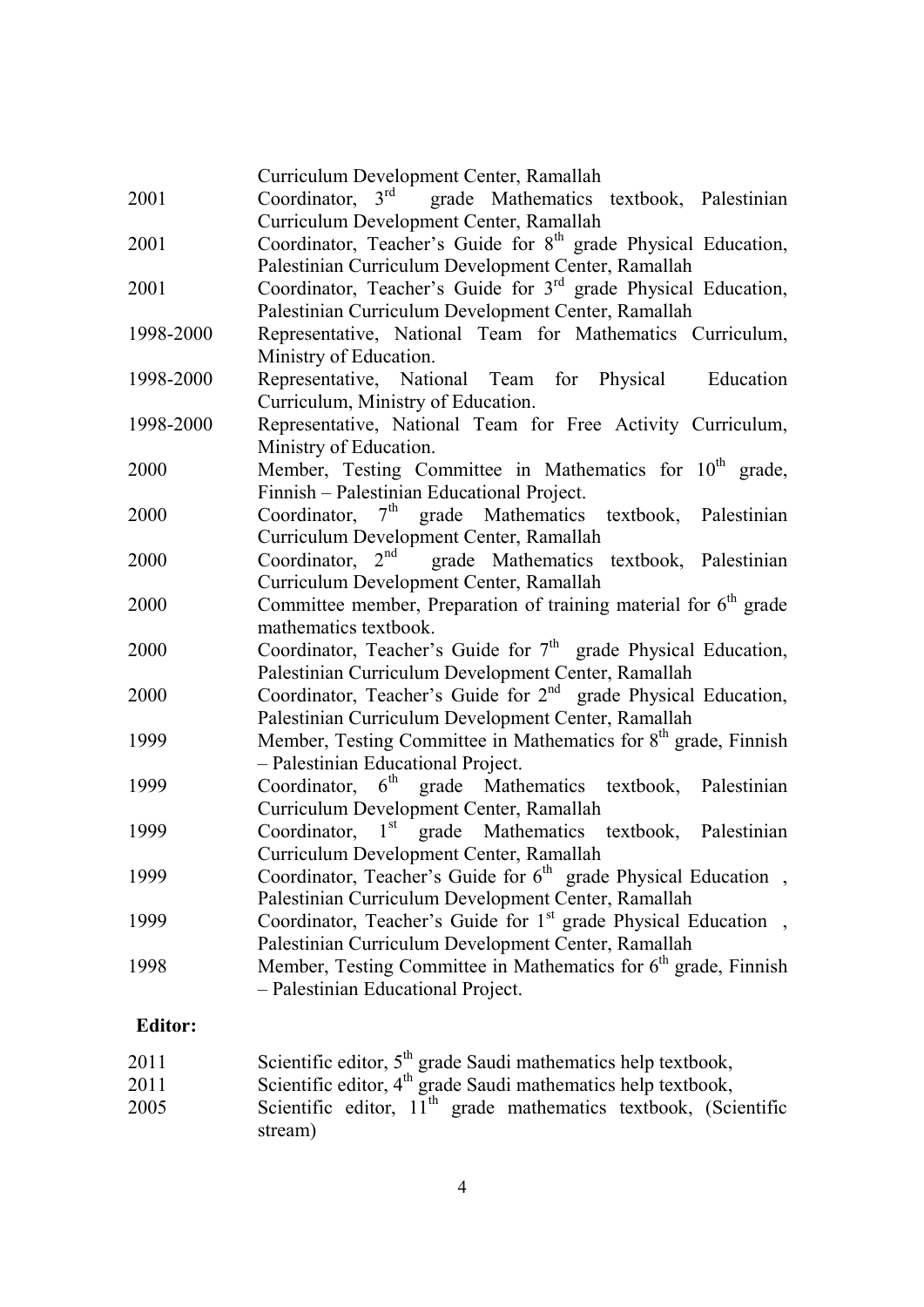| | |
|---|---|
| | Curriculum Development Center, Ramallah |
| 2001 | Coordinator, 3rd grade Mathematics textbook, Palestinian Curriculum Development Center, Ramallah |
| 2001 | Coordinator, Teacher's Guide for 8th grade Physical Education, Palestinian Curriculum Development Center, Ramallah |
| 2001 | Coordinator, Teacher's Guide for 3rd grade Physical Education, Palestinian Curriculum Development Center, Ramallah |
| 1998-2000 | Representative, National Team for Mathematics Curriculum, Ministry of Education. |
| 1998-2000 | Representative, National Team for Physical Education Curriculum, Ministry of Education. |
| 1998-2000 | Representative, National Team for Free Activity Curriculum, Ministry of Education. |
| 2000 | Member, Testing Committee in Mathematics for 10th grade, Finnish – Palestinian Educational Project. |
| 2000 | Coordinator, 7th grade Mathematics textbook, Palestinian Curriculum Development Center, Ramallah |
| 2000 | Coordinator, 2nd grade Mathematics textbook, Palestinian Curriculum Development Center, Ramallah |
| 2000 | Committee member, Preparation of training material for 6th grade mathematics textbook. |
| 2000 | Coordinator, Teacher's Guide for 7th grade Physical Education, Palestinian Curriculum Development Center, Ramallah |
| 2000 | Coordinator, Teacher's Guide for 2nd grade Physical Education, Palestinian Curriculum Development Center, Ramallah |
| 1999 | Member, Testing Committee in Mathematics for 8th grade, Finnish – Palestinian Educational Project. |
| 1999 | Coordinator, 6th grade Mathematics textbook, Palestinian Curriculum Development Center, Ramallah |
| 1999 | Coordinator, 1st grade Mathematics textbook, Palestinian Curriculum Development Center, Ramallah |
| 1999 | Coordinator, Teacher's Guide for 6th grade Physical Education , Palestinian Curriculum Development Center, Ramallah |
| 1999 | Coordinator, Teacher's Guide for 1st grade Physical Education , Palestinian Curriculum Development Center, Ramallah |
| 1998 | Member, Testing Committee in Mathematics for 6th grade, Finnish – Palestinian Educational Project. |

**Editor:**

| | |
|---|---|
| 2011 | Scientific editor, 5th grade Saudi mathematics help textbook, |
| 2011 | Scientific editor, 4th grade Saudi mathematics help textbook, |
| 2005 | Scientific editor, 11th grade mathematics textbook, (Scientific stream) |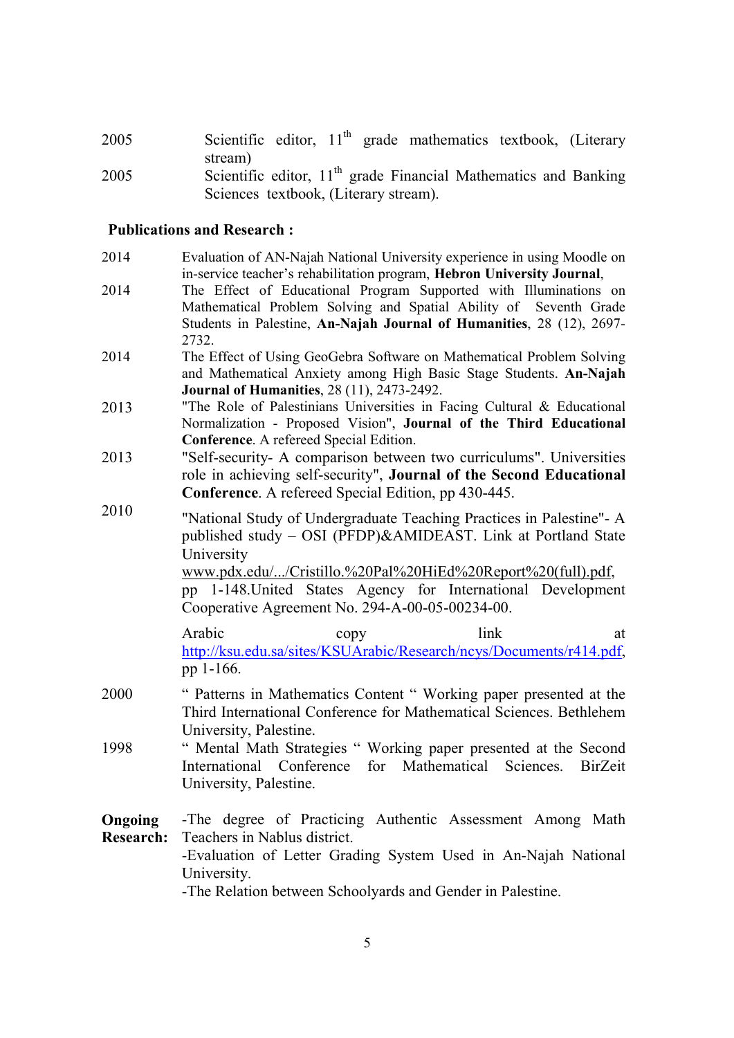2005 Scientific editor, 11th grade mathematics textbook, (Literary stream)

2005 Scientific editor, 11th grade Financial Mathematics and Banking Sciences textbook, (Literary stream).

**Publications and Research :**

2014 Evaluation of AN-Najah National University experience in using Moodle on in-service teacher's rehabilitation program, **Hebron University Journal**,

2014 The Effect of Educational Program Supported with Illuminations on Mathematical Problem Solving and Spatial Ability of Seventh Grade Students in Palestine, **An-Najah Journal of Humanities**, 28 (12), 2697-2732.

2014 The Effect of Using GeoGebra Software on Mathematical Problem Solving and Mathematical Anxiety among High Basic Stage Students. **An-Najah Journal of Humanities**, 28 (11), 2473-2492.

2013 "The Role of Palestinians Universities in Facing Cultural & Educational Normalization - Proposed Vision", **Journal of the Third Educational Conference**. A refereed Special Edition.

2013 "Self-security- A comparison between two curriculums". Universities role in achieving self-security", **Journal of the Second Educational Conference**. A refereed Special Edition, pp 430-445.

2010 "National Study of Undergraduate Teaching Practices in Palestine"- A published study – OSI (PFDP)&AMIDEAST. Link at Portland State University www.pdx.edu/.../Cristillo.%20Pal%20HiEd%20Report%20(full).pdf, pp 1-148.United States Agency for International Development Cooperative Agreement No. 294-A-00-05-00234-00.

Arabic copy link at http://ksu.edu.sa/sites/KSUArabic/Research/ncys/Documents/r414.pdf, pp 1-166.

2000 " Patterns in Mathematics Content " Working paper presented at the Third International Conference for Mathematical Sciences. Bethlehem University, Palestine.

1998 " Mental Math Strategies " Working paper presented at the Second International Conference for Mathematical Sciences. BirZeit University, Palestine.

**Ongoing Research:**

-The degree of Practicing Authentic Assessment Among Math Teachers in Nablus district.

-Evaluation of Letter Grading System Used in An-Najah National University.

-The Relation between Schoolyards and Gender in Palestine.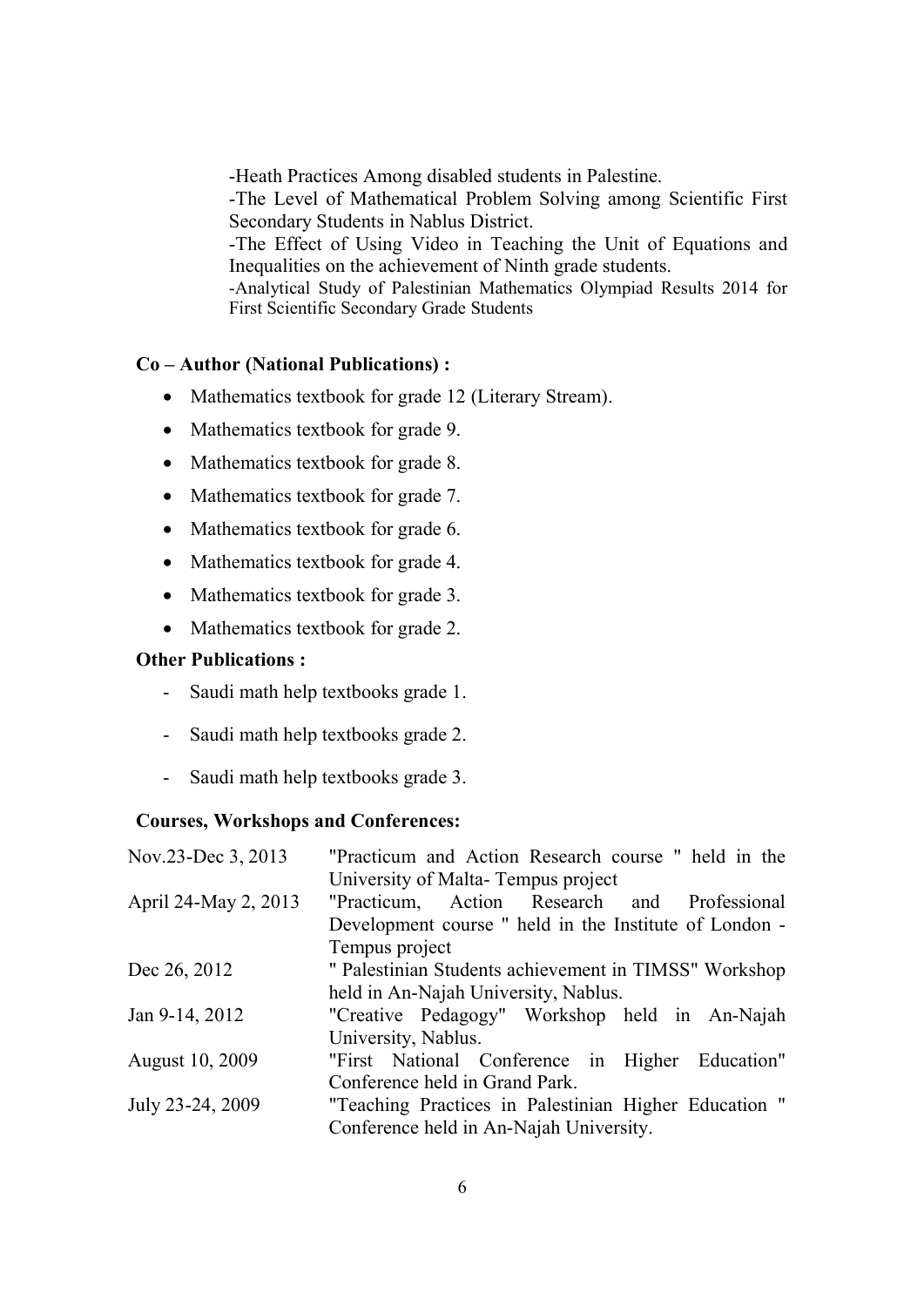-Heath Practices Among disabled students in Palestine.

-The Level of Mathematical Problem Solving among Scientific First Secondary Students in Nablus District.

-The Effect of Using Video in Teaching the Unit of Equations and Inequalities on the achievement of Ninth grade students.

-Analytical Study of Palestinian Mathematics Olympiad Results 2014 for First Scientific Secondary Grade Students

**Co – Author (National Publications) :**

- Mathematics textbook for grade 12 (Literary Stream).
- Mathematics textbook for grade 9.
- Mathematics textbook for grade 8.
- Mathematics textbook for grade 7.
- Mathematics textbook for grade 6.
- Mathematics textbook for grade 4.
- Mathematics textbook for grade 3.
- Mathematics textbook for grade 2.

**Other Publications :**

- Saudi math help textbooks grade 1.
- Saudi math help textbooks grade 2.
- Saudi math help textbooks grade 3.

**Courses, Workshops and Conferences:**

| | |
|---|---|
| Nov.23-Dec 3, 2013 | "Practicum and Action Research course " held in the University of Malta- Tempus project |
| April 24-May 2, 2013 | "Practicum, Action Research and Professional Development course " held in the Institute of London - Tempus project |
| Dec 26, 2012 | " Palestinian Students achievement in TIMSS" Workshop held in An-Najah University, Nablus. |
| Jan 9-14, 2012 | "Creative Pedagogy" Workshop held in An-Najah University, Nablus. |
| August 10, 2009 | "First National Conference in Higher Education" Conference held in Grand Park. |
| July 23-24, 2009 | "Teaching Practices in Palestinian Higher Education " Conference held in An-Najah University. |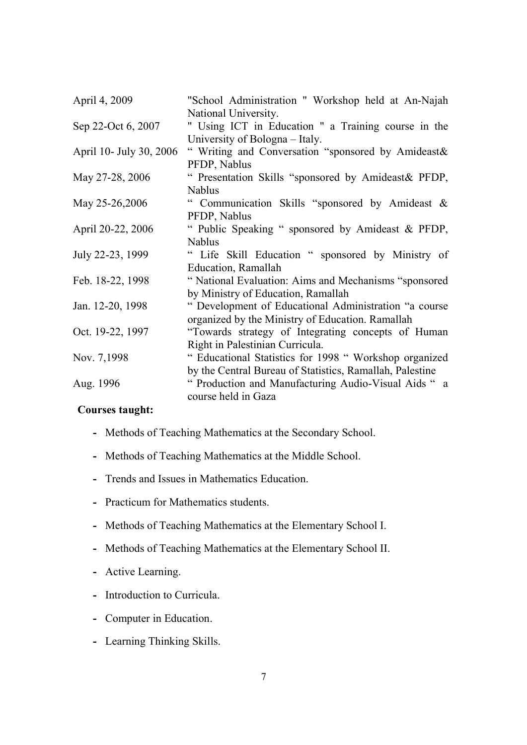| | |
|---|---|
| April 4, 2009 | "School Administration " Workshop held at An-Najah National University. |
| Sep 22-Oct 6, 2007 | " Using ICT in Education " a Training course in the University of Bologna – Italy. |
| April 10- July 30, 2006 | " Writing and Conversation "sponsored by Amideast& PFDP, Nablus |
| May 27-28, 2006 | " Presentation Skills "sponsored by Amideast& PFDP, Nablus |
| May 25-26,2006 | " Communication Skills "sponsored by Amideast & PFDP, Nablus |
| April 20-22, 2006 | " Public Speaking " sponsored by Amideast & PFDP, Nablus |
| July 22-23, 1999 | " Life Skill Education " sponsored by Ministry of Education, Ramallah |
| Feb. 18-22, 1998 | " National Evaluation: Aims and Mechanisms "sponsored by Ministry of Education, Ramallah |
| Jan. 12-20, 1998 | " Development of Educational Administration "a course organized by the Ministry of Education. Ramallah |
| Oct. 19-22, 1997 | "Towards strategy of Integrating concepts of Human Right in Palestinian Curricula. |
| Nov. 7,1998 | " Educational Statistics for 1998 " Workshop organized by the Central Bureau of Statistics, Ramallah, Palestine |
| Aug. 1996 | " Production and Manufacturing Audio-Visual Aids " a course held in Gaza |

**Courses taught:**

- Methods of Teaching Mathematics at the Secondary School.
- Methods of Teaching Mathematics at the Middle School.
- Trends and Issues in Mathematics Education.
- Practicum for Mathematics students.
- Methods of Teaching Mathematics at the Elementary School I.
- Methods of Teaching Mathematics at the Elementary School II.
- Active Learning.
- Introduction to Curricula.
- Computer in Education.
- Learning Thinking Skills.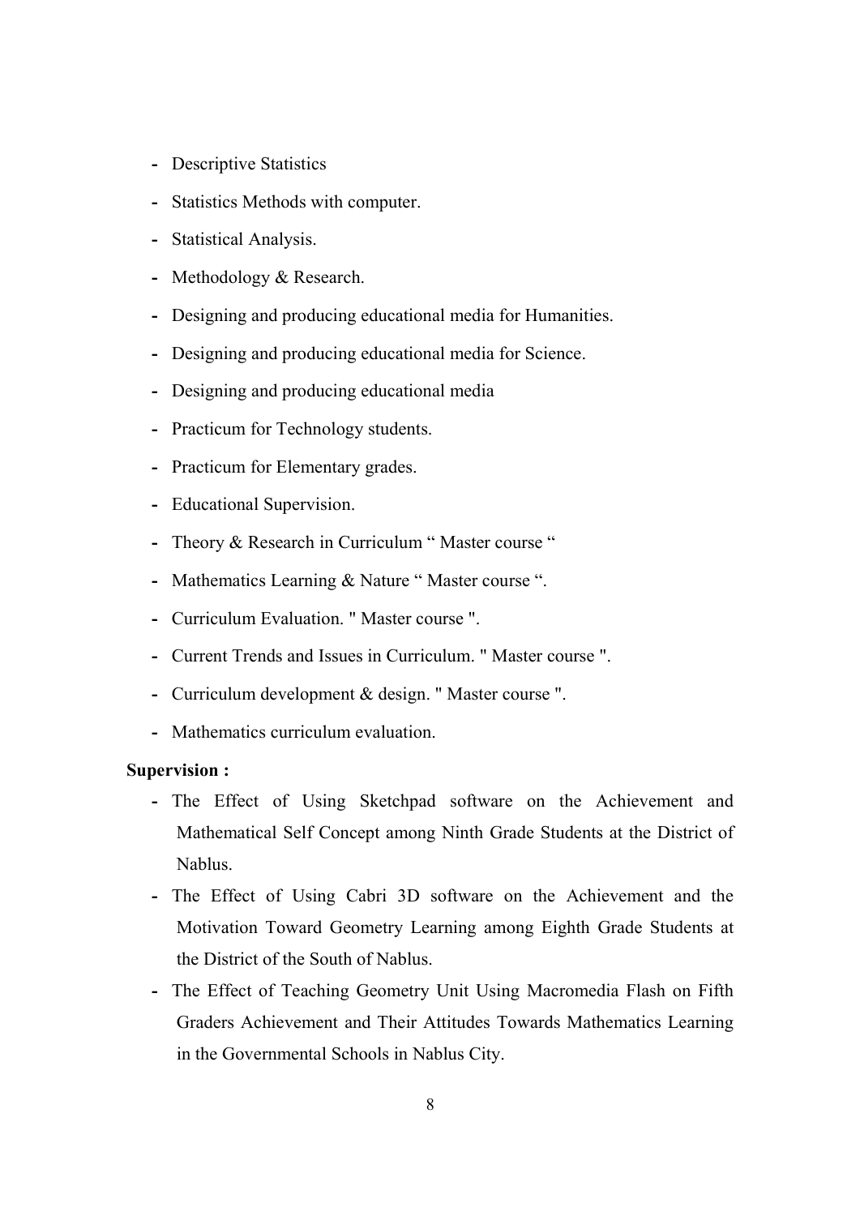- Descriptive Statistics
- Statistics Methods with computer.
- Statistical Analysis.
- Methodology & Research.
- Designing and producing educational media for Humanities.
- Designing and producing educational media for Science.
- Designing and producing educational media
- Practicum for Technology students.
- Practicum for Elementary grades.
- Educational Supervision.
- Theory & Research in Curriculum " Master course "
- Mathematics Learning & Nature " Master course ".
- Curriculum Evaluation. " Master course ".
- Current Trends and Issues in Curriculum. " Master course ".
- Curriculum development & design. " Master course ".
- Mathematics curriculum evaluation.

**Supervision :**

- The Effect of Using Sketchpad software on the Achievement and Mathematical Self Concept among Ninth Grade Students at the District of Nablus.
- The Effect of Using Cabri 3D software on the Achievement and the Motivation Toward Geometry Learning among Eighth Grade Students at the District of the South of Nablus.
- The Effect of Teaching Geometry Unit Using Macromedia Flash on Fifth Graders Achievement and Their Attitudes Towards Mathematics Learning in the Governmental Schools in Nablus City.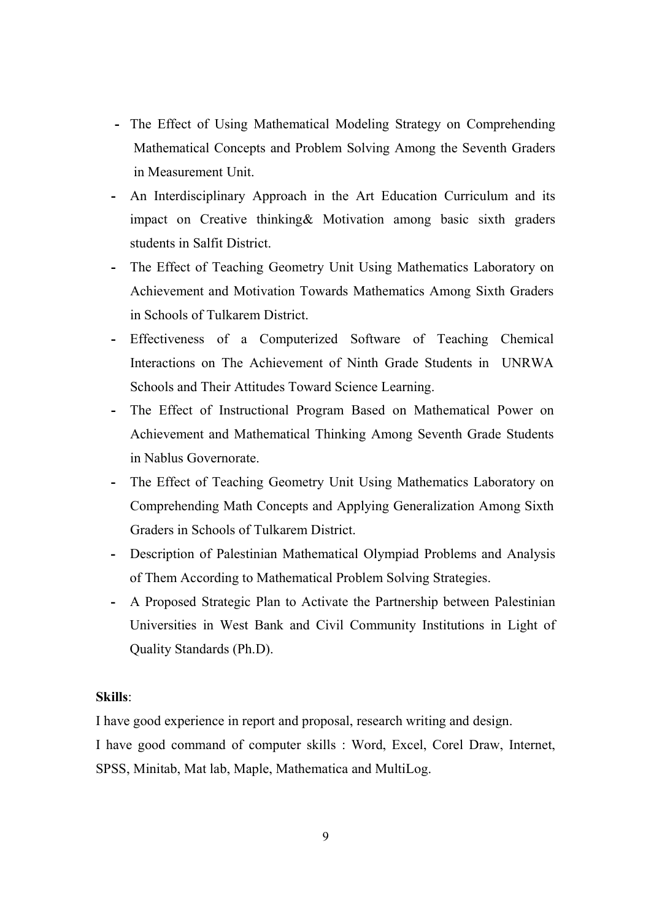- The Effect of Using Mathematical Modeling Strategy on Comprehending Mathematical Concepts and Problem Solving Among the Seventh Graders in Measurement Unit.
- An Interdisciplinary Approach in the Art Education Curriculum and its impact on Creative thinking& Motivation among basic sixth graders students in Salfit District.
- The Effect of Teaching Geometry Unit Using Mathematics Laboratory on Achievement and Motivation Towards Mathematics Among Sixth Graders in Schools of Tulkarem District.
- Effectiveness of a Computerized Software of Teaching Chemical Interactions on The Achievement of Ninth Grade Students in UNRWA Schools and Their Attitudes Toward Science Learning.
- The Effect of Instructional Program Based on Mathematical Power on Achievement and Mathematical Thinking Among Seventh Grade Students in Nablus Governorate.
- The Effect of Teaching Geometry Unit Using Mathematics Laboratory on Comprehending Math Concepts and Applying Generalization Among Sixth Graders in Schools of Tulkarem District.
- Description of Palestinian Mathematical Olympiad Problems and Analysis of Them According to Mathematical Problem Solving Strategies.
- A Proposed Strategic Plan to Activate the Partnership between Palestinian Universities in West Bank and Civil Community Institutions in Light of Quality Standards (Ph.D).

**Skills**:

I have good experience in report and proposal, research writing and design.

I have good command of computer skills : Word, Excel, Corel Draw, Internet, SPSS, Minitab, Mat lab, Maple, Mathematica and MultiLog.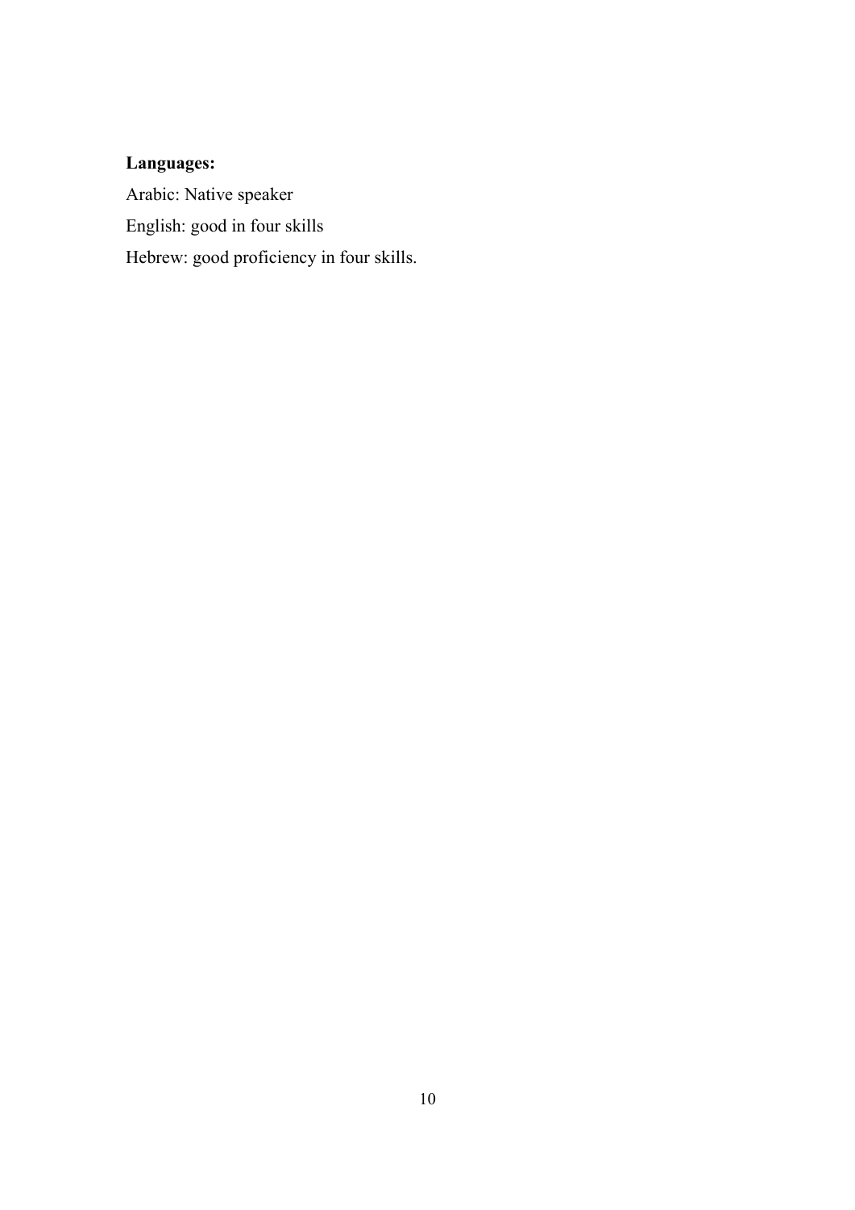**Languages:**

Arabic: Native speaker

English: good in four skills

Hebrew: good proficiency in four skills.